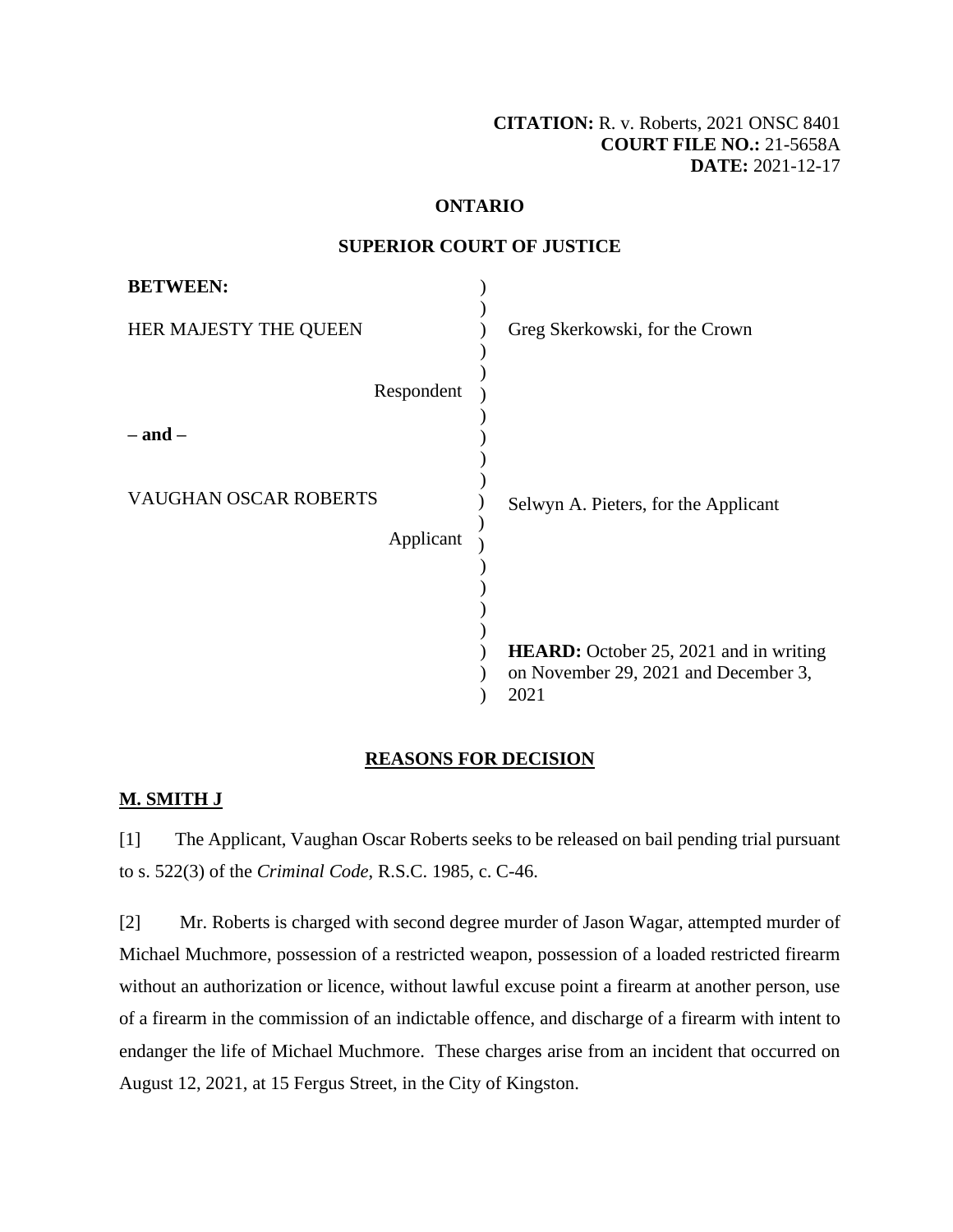**CITATION:** R. v. Roberts, 2021 ONSC 8401
**COURT FILE NO.:** 21-5658A
**DATE:** 2021-12-17

**ONTARIO**

**SUPERIOR COURT OF JUSTICE**

| | |
|---|---|
| **BETWEEN:** | |
| HER MAJESTY THE QUEEN | Greg Skerkowski, for the Crown |
| Respondent | |
| **– and –** | |
| VAUGHAN OSCAR ROBERTS | Selwyn A. Pieters, for the Applicant |
| Applicant | |
| | **HEARD:** October 25, 2021 and in writing on November 29, 2021 and December 3, 2021 |

## REASONS FOR DECISION

**M. SMITH J**

[1] The Applicant, Vaughan Oscar Roberts seeks to be released on bail pending trial pursuant to s. 522(3) of the *Criminal Code*, R.S.C. 1985, c. C-46.

[2] Mr. Roberts is charged with second degree murder of Jason Wagar, attempted murder of Michael Muchmore, possession of a restricted weapon, possession of a loaded restricted firearm without an authorization or licence, without lawful excuse point a firearm at another person, use of a firearm in the commission of an indictable offence, and discharge of a firearm with intent to endanger the life of Michael Muchmore. These charges arise from an incident that occurred on August 12, 2021, at 15 Fergus Street, in the City of Kingston.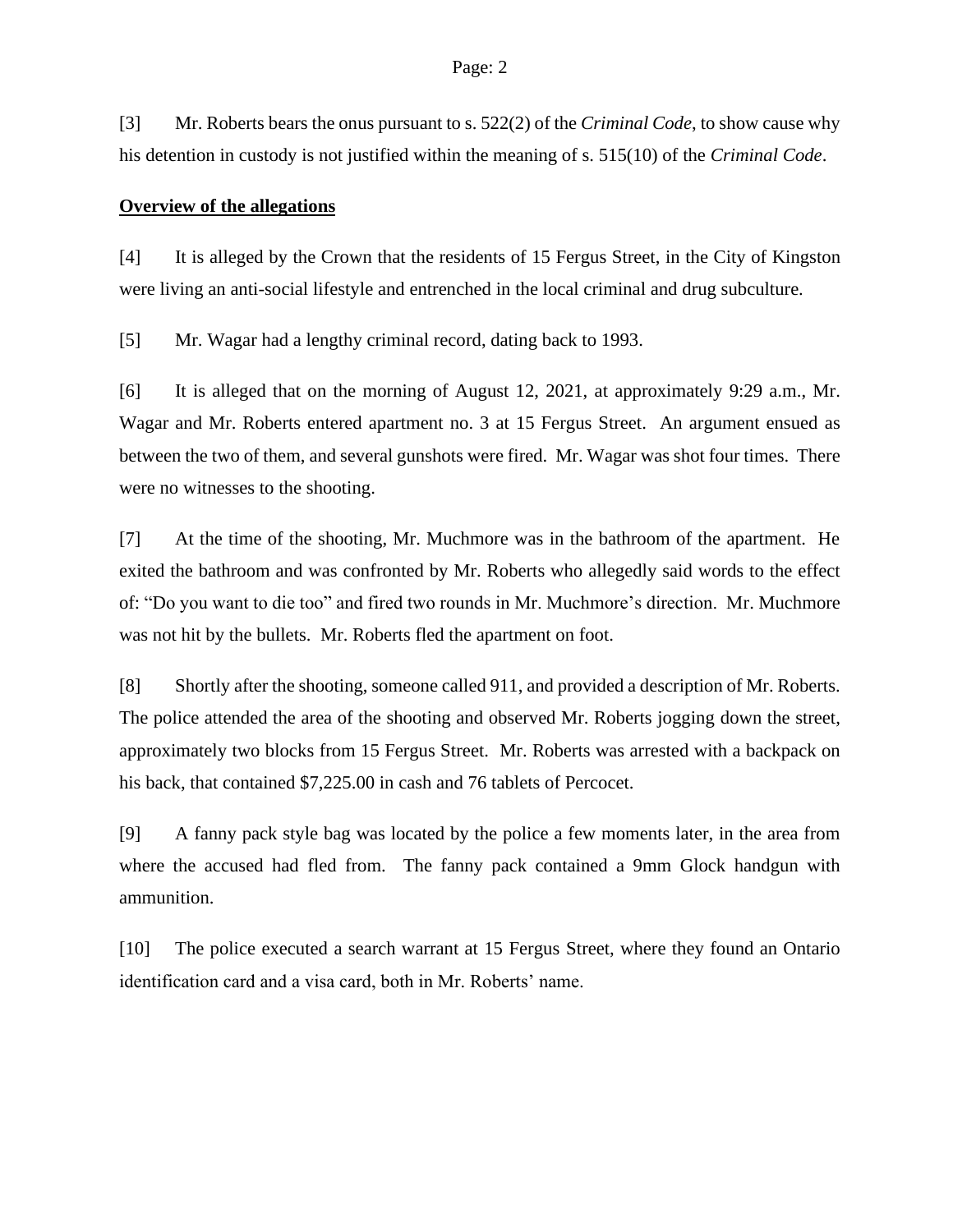[3] Mr. Roberts bears the onus pursuant to s. 522(2) of the *Criminal Code*, to show cause why his detention in custody is not justified within the meaning of s. 515(10) of the *Criminal Code*.

**Overview of the allegations**

[4] It is alleged by the Crown that the residents of 15 Fergus Street, in the City of Kingston were living an anti-social lifestyle and entrenched in the local criminal and drug subculture.

[5] Mr. Wagar had a lengthy criminal record, dating back to 1993.

[6] It is alleged that on the morning of August 12, 2021, at approximately 9:29 a.m., Mr. Wagar and Mr. Roberts entered apartment no. 3 at 15 Fergus Street. An argument ensued as between the two of them, and several gunshots were fired. Mr. Wagar was shot four times. There were no witnesses to the shooting.

[7] At the time of the shooting, Mr. Muchmore was in the bathroom of the apartment. He exited the bathroom and was confronted by Mr. Roberts who allegedly said words to the effect of: "Do you want to die too" and fired two rounds in Mr. Muchmore's direction. Mr. Muchmore was not hit by the bullets. Mr. Roberts fled the apartment on foot.

[8] Shortly after the shooting, someone called 911, and provided a description of Mr. Roberts. The police attended the area of the shooting and observed Mr. Roberts jogging down the street, approximately two blocks from 15 Fergus Street. Mr. Roberts was arrested with a backpack on his back, that contained $7,225.00 in cash and 76 tablets of Percocet.

[9] A fanny pack style bag was located by the police a few moments later, in the area from where the accused had fled from. The fanny pack contained a 9mm Glock handgun with ammunition.

[10] The police executed a search warrant at 15 Fergus Street, where they found an Ontario identification card and a visa card, both in Mr. Roberts' name.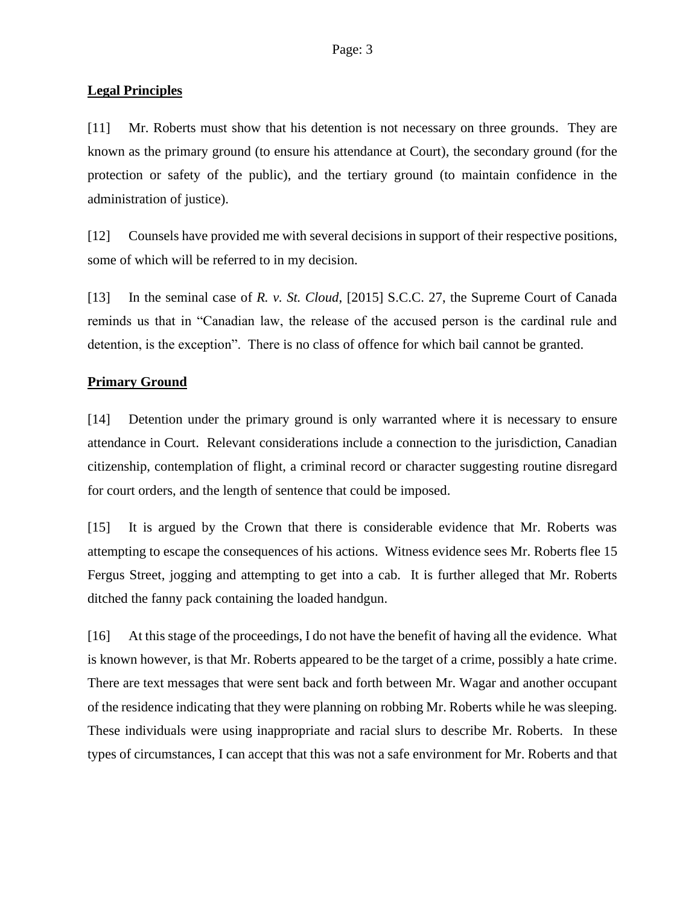**Legal Principles**

[11] Mr. Roberts must show that his detention is not necessary on three grounds. They are known as the primary ground (to ensure his attendance at Court), the secondary ground (for the protection or safety of the public), and the tertiary ground (to maintain confidence in the administration of justice).

[12] Counsels have provided me with several decisions in support of their respective positions, some of which will be referred to in my decision.

[13] In the seminal case of *R. v. St. Cloud*, [2015] S.C.C. 27, the Supreme Court of Canada reminds us that in "Canadian law, the release of the accused person is the cardinal rule and detention, is the exception". There is no class of offence for which bail cannot be granted.

**Primary Ground**

[14] Detention under the primary ground is only warranted where it is necessary to ensure attendance in Court. Relevant considerations include a connection to the jurisdiction, Canadian citizenship, contemplation of flight, a criminal record or character suggesting routine disregard for court orders, and the length of sentence that could be imposed.

[15] It is argued by the Crown that there is considerable evidence that Mr. Roberts was attempting to escape the consequences of his actions. Witness evidence sees Mr. Roberts flee 15 Fergus Street, jogging and attempting to get into a cab. It is further alleged that Mr. Roberts ditched the fanny pack containing the loaded handgun.

[16] At this stage of the proceedings, I do not have the benefit of having all the evidence. What is known however, is that Mr. Roberts appeared to be the target of a crime, possibly a hate crime. There are text messages that were sent back and forth between Mr. Wagar and another occupant of the residence indicating that they were planning on robbing Mr. Roberts while he was sleeping. These individuals were using inappropriate and racial slurs to describe Mr. Roberts. In these types of circumstances, I can accept that this was not a safe environment for Mr. Roberts and that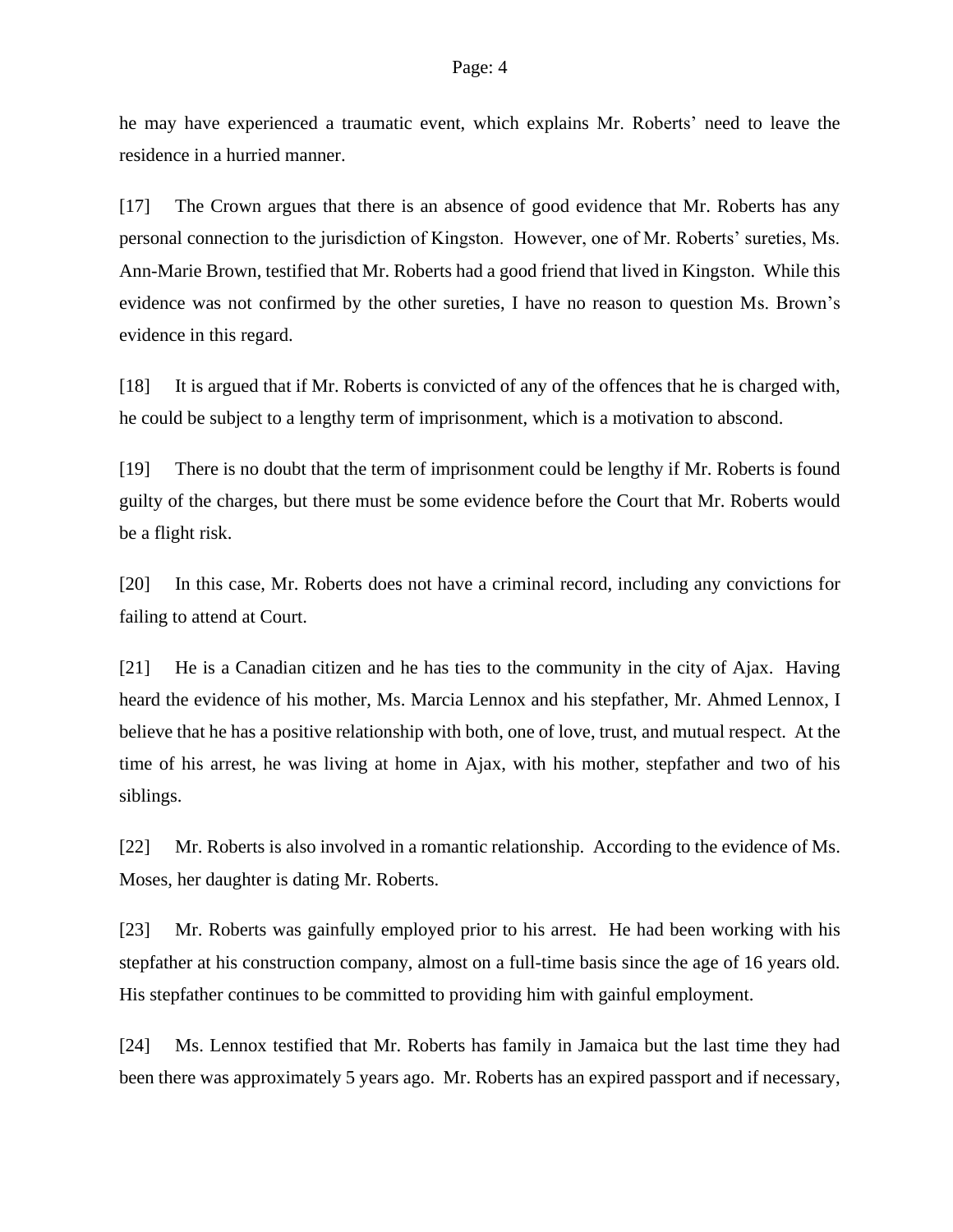he may have experienced a traumatic event, which explains Mr. Roberts' need to leave the residence in a hurried manner.

[17] The Crown argues that there is an absence of good evidence that Mr. Roberts has any personal connection to the jurisdiction of Kingston. However, one of Mr. Roberts' sureties, Ms. Ann-Marie Brown, testified that Mr. Roberts had a good friend that lived in Kingston. While this evidence was not confirmed by the other sureties, I have no reason to question Ms. Brown's evidence in this regard.

[18] It is argued that if Mr. Roberts is convicted of any of the offences that he is charged with, he could be subject to a lengthy term of imprisonment, which is a motivation to abscond.

[19] There is no doubt that the term of imprisonment could be lengthy if Mr. Roberts is found guilty of the charges, but there must be some evidence before the Court that Mr. Roberts would be a flight risk.

[20] In this case, Mr. Roberts does not have a criminal record, including any convictions for failing to attend at Court.

[21] He is a Canadian citizen and he has ties to the community in the city of Ajax. Having heard the evidence of his mother, Ms. Marcia Lennox and his stepfather, Mr. Ahmed Lennox, I believe that he has a positive relationship with both, one of love, trust, and mutual respect. At the time of his arrest, he was living at home in Ajax, with his mother, stepfather and two of his siblings.

[22] Mr. Roberts is also involved in a romantic relationship. According to the evidence of Ms. Moses, her daughter is dating Mr. Roberts.

[23] Mr. Roberts was gainfully employed prior to his arrest. He had been working with his stepfather at his construction company, almost on a full-time basis since the age of 16 years old. His stepfather continues to be committed to providing him with gainful employment.

[24] Ms. Lennox testified that Mr. Roberts has family in Jamaica but the last time they had been there was approximately 5 years ago. Mr. Roberts has an expired passport and if necessary,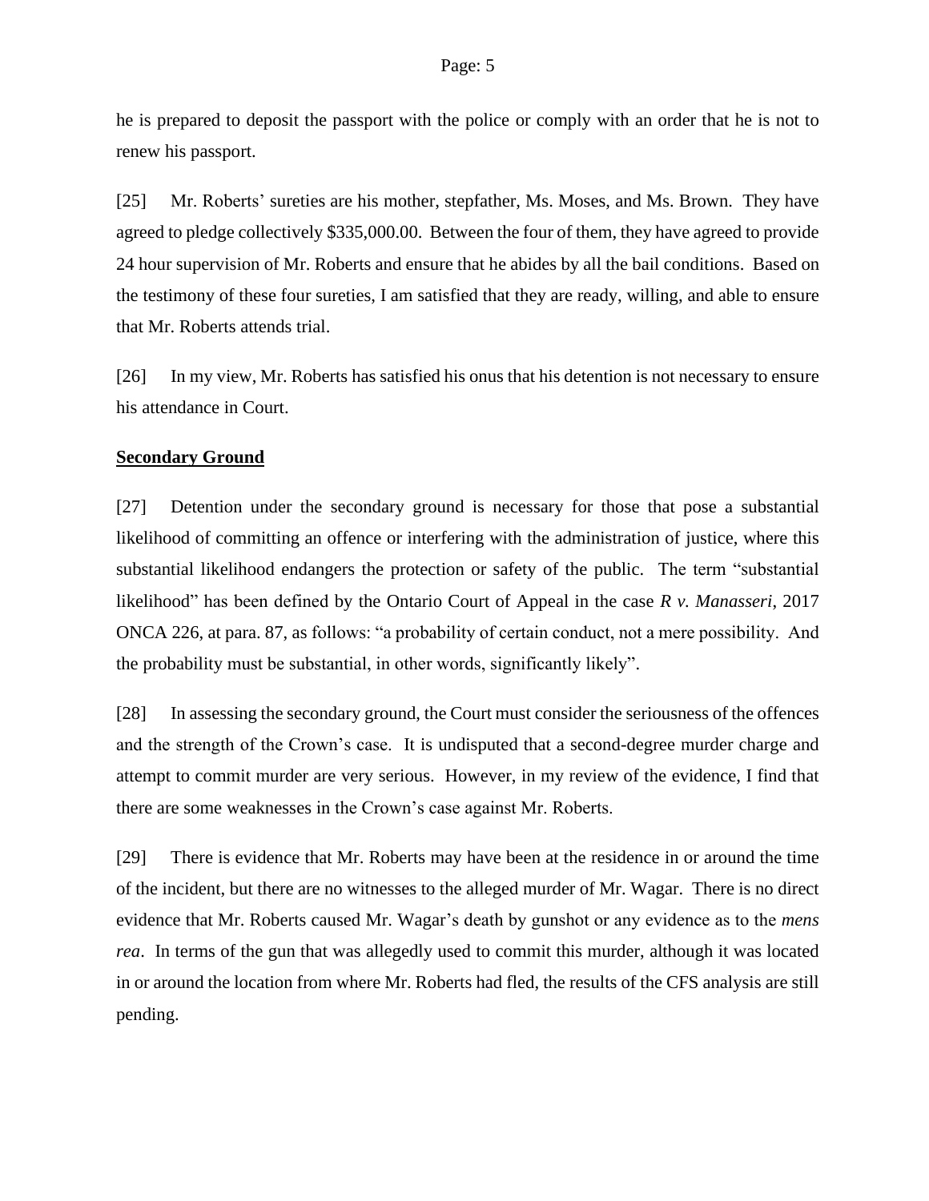he is prepared to deposit the passport with the police or comply with an order that he is not to renew his passport.

[25] Mr. Roberts' sureties are his mother, stepfather, Ms. Moses, and Ms. Brown. They have agreed to pledge collectively $335,000.00. Between the four of them, they have agreed to provide 24 hour supervision of Mr. Roberts and ensure that he abides by all the bail conditions. Based on the testimony of these four sureties, I am satisfied that they are ready, willing, and able to ensure that Mr. Roberts attends trial.

[26] In my view, Mr. Roberts has satisfied his onus that his detention is not necessary to ensure his attendance in Court.

**Secondary Ground**

[27] Detention under the secondary ground is necessary for those that pose a substantial likelihood of committing an offence or interfering with the administration of justice, where this substantial likelihood endangers the protection or safety of the public. The term "substantial likelihood" has been defined by the Ontario Court of Appeal in the case *R v. Manasseri*, 2017 ONCA 226, at para. 87, as follows: "a probability of certain conduct, not a mere possibility. And the probability must be substantial, in other words, significantly likely".

[28] In assessing the secondary ground, the Court must consider the seriousness of the offences and the strength of the Crown's case. It is undisputed that a second-degree murder charge and attempt to commit murder are very serious. However, in my review of the evidence, I find that there are some weaknesses in the Crown's case against Mr. Roberts.

[29] There is evidence that Mr. Roberts may have been at the residence in or around the time of the incident, but there are no witnesses to the alleged murder of Mr. Wagar. There is no direct evidence that Mr. Roberts caused Mr. Wagar's death by gunshot or any evidence as to the *mens rea*. In terms of the gun that was allegedly used to commit this murder, although it was located in or around the location from where Mr. Roberts had fled, the results of the CFS analysis are still pending.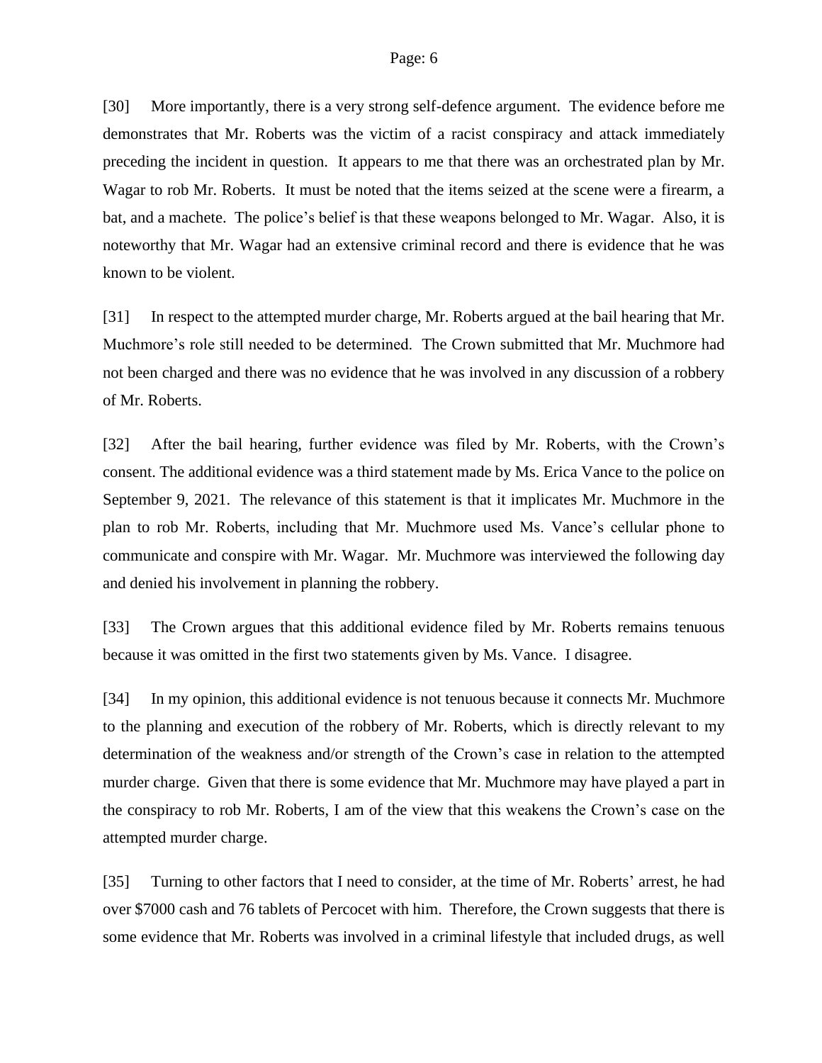[30] More importantly, there is a very strong self-defence argument. The evidence before me demonstrates that Mr. Roberts was the victim of a racist conspiracy and attack immediately preceding the incident in question. It appears to me that there was an orchestrated plan by Mr. Wagar to rob Mr. Roberts. It must be noted that the items seized at the scene were a firearm, a bat, and a machete. The police's belief is that these weapons belonged to Mr. Wagar. Also, it is noteworthy that Mr. Wagar had an extensive criminal record and there is evidence that he was known to be violent.

[31] In respect to the attempted murder charge, Mr. Roberts argued at the bail hearing that Mr. Muchmore's role still needed to be determined. The Crown submitted that Mr. Muchmore had not been charged and there was no evidence that he was involved in any discussion of a robbery of Mr. Roberts.

[32] After the bail hearing, further evidence was filed by Mr. Roberts, with the Crown's consent. The additional evidence was a third statement made by Ms. Erica Vance to the police on September 9, 2021. The relevance of this statement is that it implicates Mr. Muchmore in the plan to rob Mr. Roberts, including that Mr. Muchmore used Ms. Vance's cellular phone to communicate and conspire with Mr. Wagar. Mr. Muchmore was interviewed the following day and denied his involvement in planning the robbery.

[33] The Crown argues that this additional evidence filed by Mr. Roberts remains tenuous because it was omitted in the first two statements given by Ms. Vance. I disagree.

[34] In my opinion, this additional evidence is not tenuous because it connects Mr. Muchmore to the planning and execution of the robbery of Mr. Roberts, which is directly relevant to my determination of the weakness and/or strength of the Crown's case in relation to the attempted murder charge. Given that there is some evidence that Mr. Muchmore may have played a part in the conspiracy to rob Mr. Roberts, I am of the view that this weakens the Crown's case on the attempted murder charge.

[35] Turning to other factors that I need to consider, at the time of Mr. Roberts' arrest, he had over $7000 cash and 76 tablets of Percocet with him. Therefore, the Crown suggests that there is some evidence that Mr. Roberts was involved in a criminal lifestyle that included drugs, as well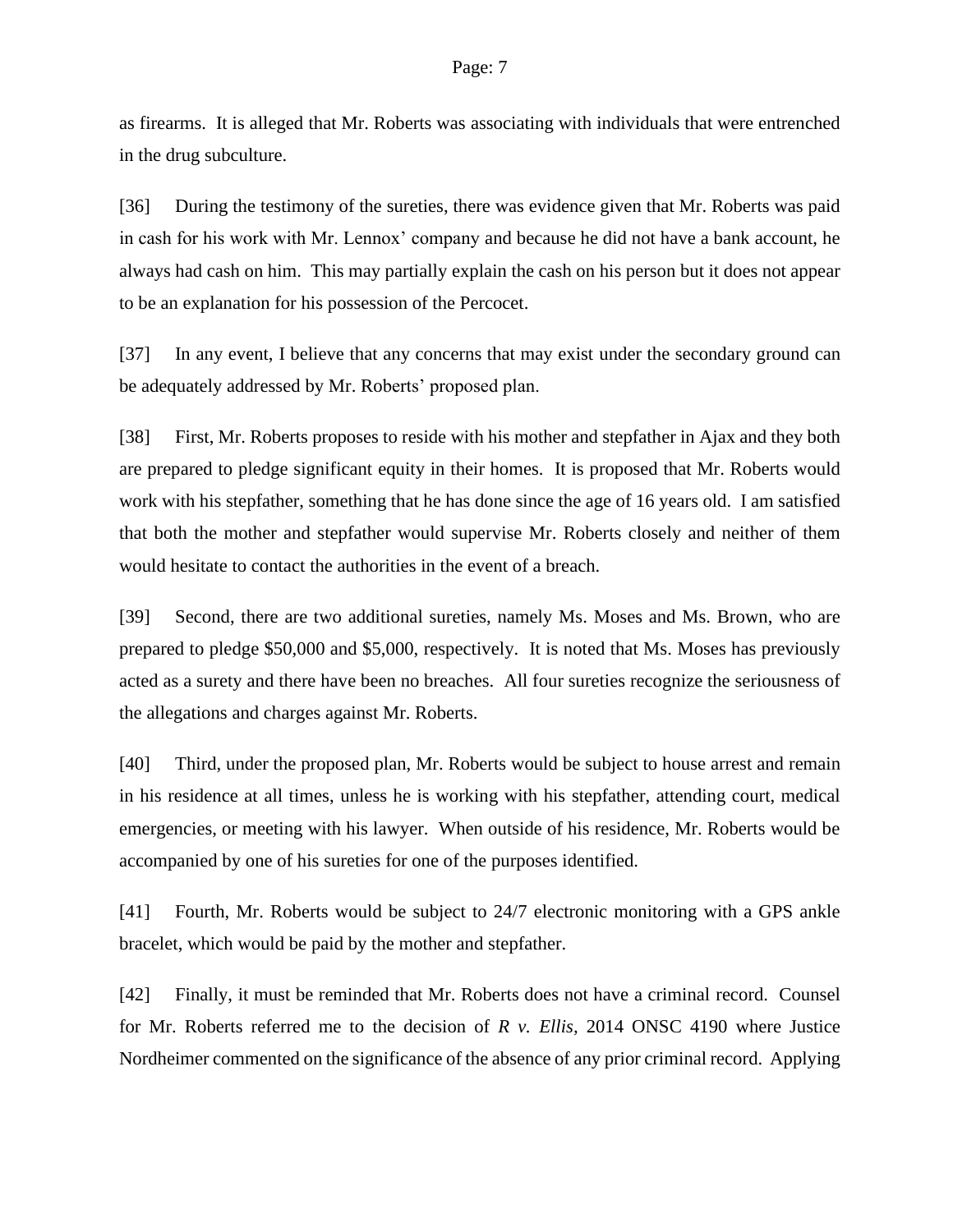as firearms. It is alleged that Mr. Roberts was associating with individuals that were entrenched in the drug subculture.

[36] During the testimony of the sureties, there was evidence given that Mr. Roberts was paid in cash for his work with Mr. Lennox' company and because he did not have a bank account, he always had cash on him. This may partially explain the cash on his person but it does not appear to be an explanation for his possession of the Percocet.

[37] In any event, I believe that any concerns that may exist under the secondary ground can be adequately addressed by Mr. Roberts' proposed plan.

[38] First, Mr. Roberts proposes to reside with his mother and stepfather in Ajax and they both are prepared to pledge significant equity in their homes. It is proposed that Mr. Roberts would work with his stepfather, something that he has done since the age of 16 years old. I am satisfied that both the mother and stepfather would supervise Mr. Roberts closely and neither of them would hesitate to contact the authorities in the event of a breach.

[39] Second, there are two additional sureties, namely Ms. Moses and Ms. Brown, who are prepared to pledge $50,000 and $5,000, respectively. It is noted that Ms. Moses has previously acted as a surety and there have been no breaches. All four sureties recognize the seriousness of the allegations and charges against Mr. Roberts.

[40] Third, under the proposed plan, Mr. Roberts would be subject to house arrest and remain in his residence at all times, unless he is working with his stepfather, attending court, medical emergencies, or meeting with his lawyer. When outside of his residence, Mr. Roberts would be accompanied by one of his sureties for one of the purposes identified.

[41] Fourth, Mr. Roberts would be subject to 24/7 electronic monitoring with a GPS ankle bracelet, which would be paid by the mother and stepfather.

[42] Finally, it must be reminded that Mr. Roberts does not have a criminal record. Counsel for Mr. Roberts referred me to the decision of *R v. Ellis,* 2014 ONSC 4190 where Justice Nordheimer commented on the significance of the absence of any prior criminal record. Applying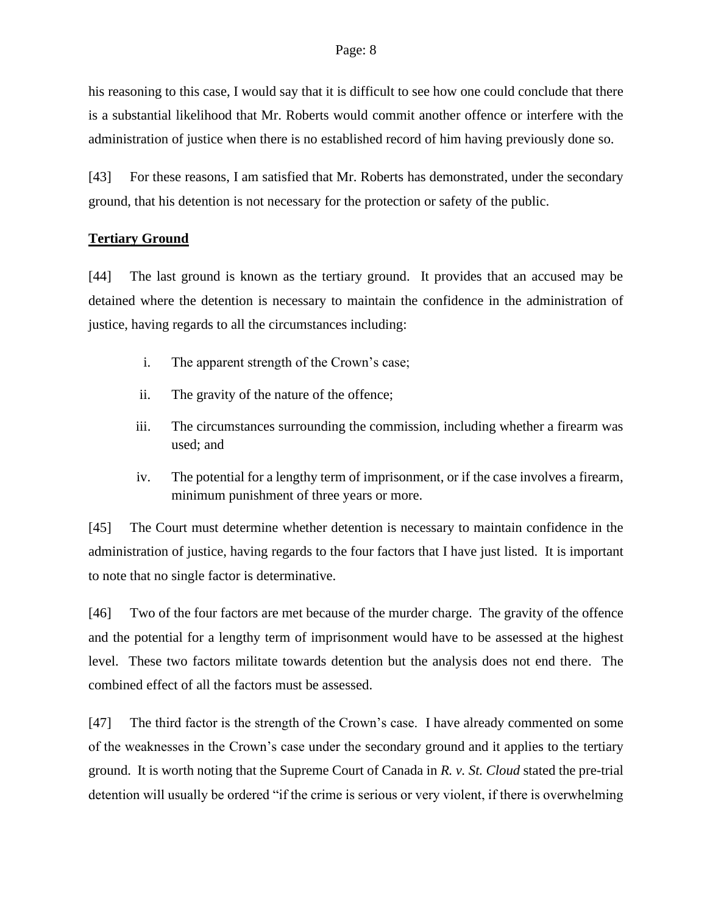his reasoning to this case, I would say that it is difficult to see how one could conclude that there is a substantial likelihood that Mr. Roberts would commit another offence or interfere with the administration of justice when there is no established record of him having previously done so.

[43] For these reasons, I am satisfied that Mr. Roberts has demonstrated, under the secondary ground, that his detention is not necessary for the protection or safety of the public.

**Tertiary Ground**

[44] The last ground is known as the tertiary ground. It provides that an accused may be detained where the detention is necessary to maintain the confidence in the administration of justice, having regards to all the circumstances including:

i. The apparent strength of the Crown's case;

ii. The gravity of the nature of the offence;

iii. The circumstances surrounding the commission, including whether a firearm was used; and

iv. The potential for a lengthy term of imprisonment, or if the case involves a firearm, minimum punishment of three years or more.

[45] The Court must determine whether detention is necessary to maintain confidence in the administration of justice, having regards to the four factors that I have just listed. It is important to note that no single factor is determinative.

[46] Two of the four factors are met because of the murder charge. The gravity of the offence and the potential for a lengthy term of imprisonment would have to be assessed at the highest level. These two factors militate towards detention but the analysis does not end there. The combined effect of all the factors must be assessed.

[47] The third factor is the strength of the Crown's case. I have already commented on some of the weaknesses in the Crown's case under the secondary ground and it applies to the tertiary ground. It is worth noting that the Supreme Court of Canada in *R. v. St. Cloud* stated the pre-trial detention will usually be ordered "if the crime is serious or very violent, if there is overwhelming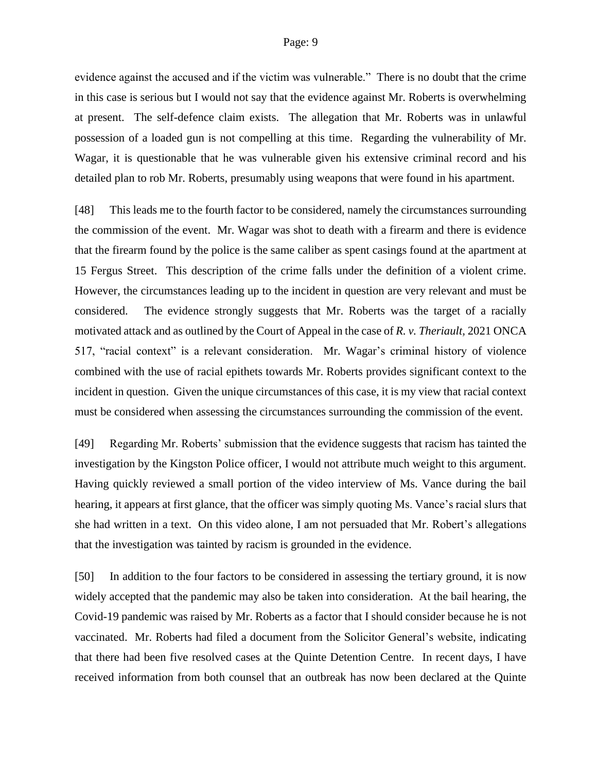evidence against the accused and if the victim was vulnerable." There is no doubt that the crime in this case is serious but I would not say that the evidence against Mr. Roberts is overwhelming at present. The self-defence claim exists. The allegation that Mr. Roberts was in unlawful possession of a loaded gun is not compelling at this time. Regarding the vulnerability of Mr. Wagar, it is questionable that he was vulnerable given his extensive criminal record and his detailed plan to rob Mr. Roberts, presumably using weapons that were found in his apartment.

[48] This leads me to the fourth factor to be considered, namely the circumstances surrounding the commission of the event. Mr. Wagar was shot to death with a firearm and there is evidence that the firearm found by the police is the same caliber as spent casings found at the apartment at 15 Fergus Street. This description of the crime falls under the definition of a violent crime. However, the circumstances leading up to the incident in question are very relevant and must be considered. The evidence strongly suggests that Mr. Roberts was the target of a racially motivated attack and as outlined by the Court of Appeal in the case of *R. v. Theriault*, 2021 ONCA 517, "racial context" is a relevant consideration. Mr. Wagar's criminal history of violence combined with the use of racial epithets towards Mr. Roberts provides significant context to the incident in question. Given the unique circumstances of this case, it is my view that racial context must be considered when assessing the circumstances surrounding the commission of the event.

[49] Regarding Mr. Roberts' submission that the evidence suggests that racism has tainted the investigation by the Kingston Police officer, I would not attribute much weight to this argument. Having quickly reviewed a small portion of the video interview of Ms. Vance during the bail hearing, it appears at first glance, that the officer was simply quoting Ms. Vance's racial slurs that she had written in a text. On this video alone, I am not persuaded that Mr. Robert's allegations that the investigation was tainted by racism is grounded in the evidence.

[50] In addition to the four factors to be considered in assessing the tertiary ground, it is now widely accepted that the pandemic may also be taken into consideration. At the bail hearing, the Covid-19 pandemic was raised by Mr. Roberts as a factor that I should consider because he is not vaccinated. Mr. Roberts had filed a document from the Solicitor General's website, indicating that there had been five resolved cases at the Quinte Detention Centre. In recent days, I have received information from both counsel that an outbreak has now been declared at the Quinte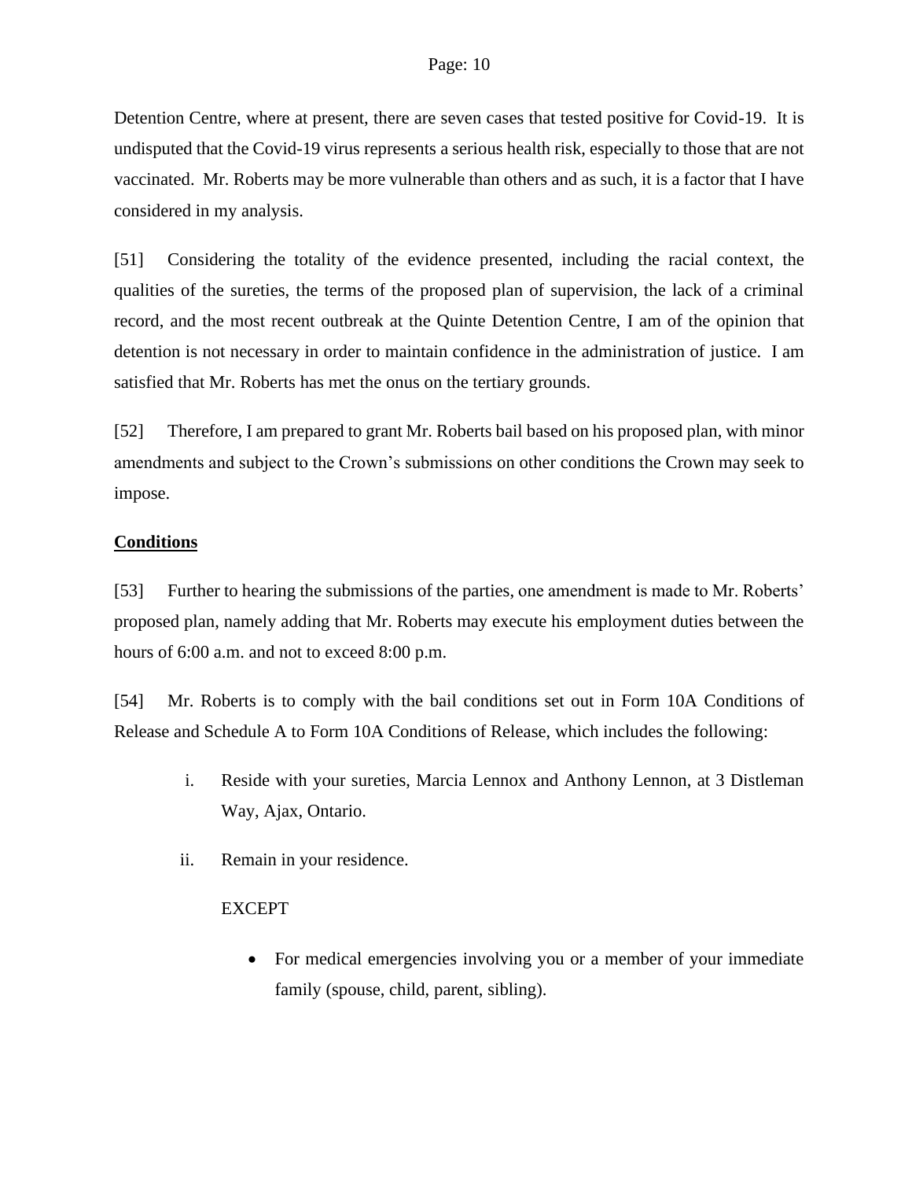Detention Centre, where at present, there are seven cases that tested positive for Covid-19. It is undisputed that the Covid-19 virus represents a serious health risk, especially to those that are not vaccinated. Mr. Roberts may be more vulnerable than others and as such, it is a factor that I have considered in my analysis.

[51] Considering the totality of the evidence presented, including the racial context, the qualities of the sureties, the terms of the proposed plan of supervision, the lack of a criminal record, and the most recent outbreak at the Quinte Detention Centre, I am of the opinion that detention is not necessary in order to maintain confidence in the administration of justice. I am satisfied that Mr. Roberts has met the onus on the tertiary grounds.

[52] Therefore, I am prepared to grant Mr. Roberts bail based on his proposed plan, with minor amendments and subject to the Crown's submissions on other conditions the Crown may seek to impose.

## Conditions

[53] Further to hearing the submissions of the parties, one amendment is made to Mr. Roberts' proposed plan, namely adding that Mr. Roberts may execute his employment duties between the hours of 6:00 a.m. and not to exceed 8:00 p.m.

[54] Mr. Roberts is to comply with the bail conditions set out in Form 10A Conditions of Release and Schedule A to Form 10A Conditions of Release, which includes the following:

i. Reside with your sureties, Marcia Lennox and Anthony Lennon, at 3 Distleman Way, Ajax, Ontario.

ii. Remain in your residence.

   EXCEPT

   - For medical emergencies involving you or a member of your immediate family (spouse, child, parent, sibling).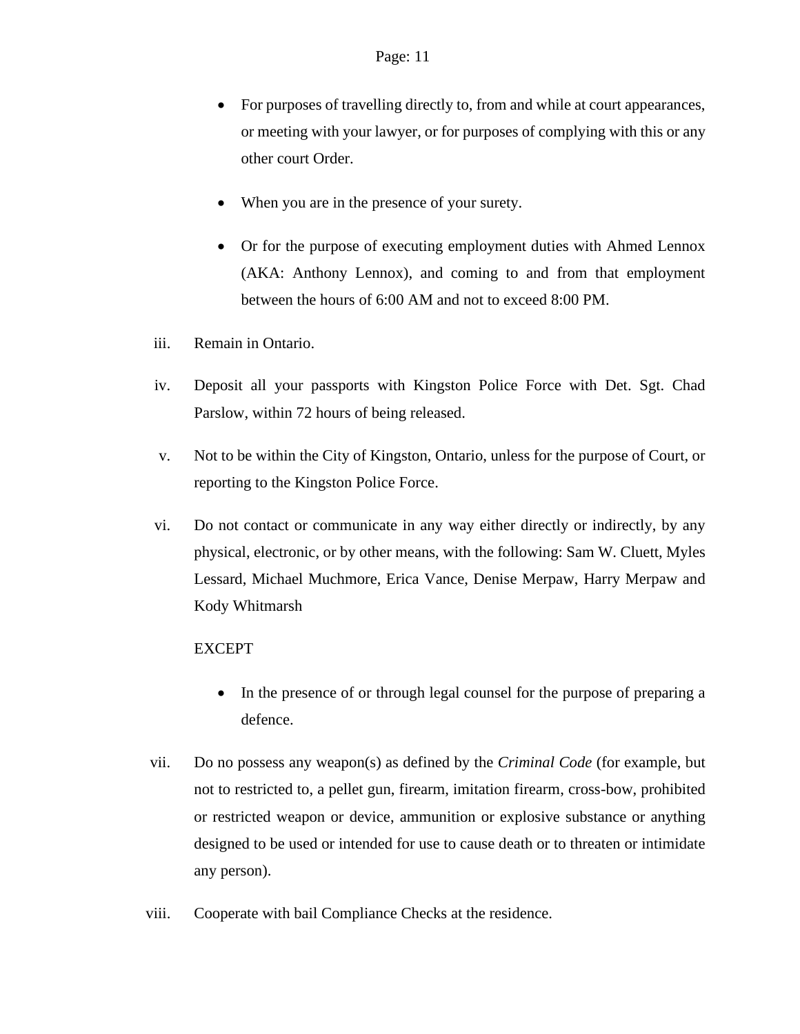- For purposes of travelling directly to, from and while at court appearances, or meeting with your lawyer, or for purposes of complying with this or any other court Order.

- When you are in the presence of your surety.

- Or for the purpose of executing employment duties with Ahmed Lennox (AKA: Anthony Lennox), and coming to and from that employment between the hours of 6:00 AM and not to exceed 8:00 PM.

iii. Remain in Ontario.

iv. Deposit all your passports with Kingston Police Force with Det. Sgt. Chad Parslow, within 72 hours of being released.

v. Not to be within the City of Kingston, Ontario, unless for the purpose of Court, or reporting to the Kingston Police Force.

vi. Do not contact or communicate in any way either directly or indirectly, by any physical, electronic, or by other means, with the following: Sam W. Cluett, Myles Lessard, Michael Muchmore, Erica Vance, Denise Merpaw, Harry Merpaw and Kody Whitmarsh

EXCEPT

- In the presence of or through legal counsel for the purpose of preparing a defence.

vii. Do no possess any weapon(s) as defined by the *Criminal Code* (for example, but not to restricted to, a pellet gun, firearm, imitation firearm, cross-bow, prohibited or restricted weapon or device, ammunition or explosive substance or anything designed to be used or intended for use to cause death or to threaten or intimidate any person).

viii. Cooperate with bail Compliance Checks at the residence.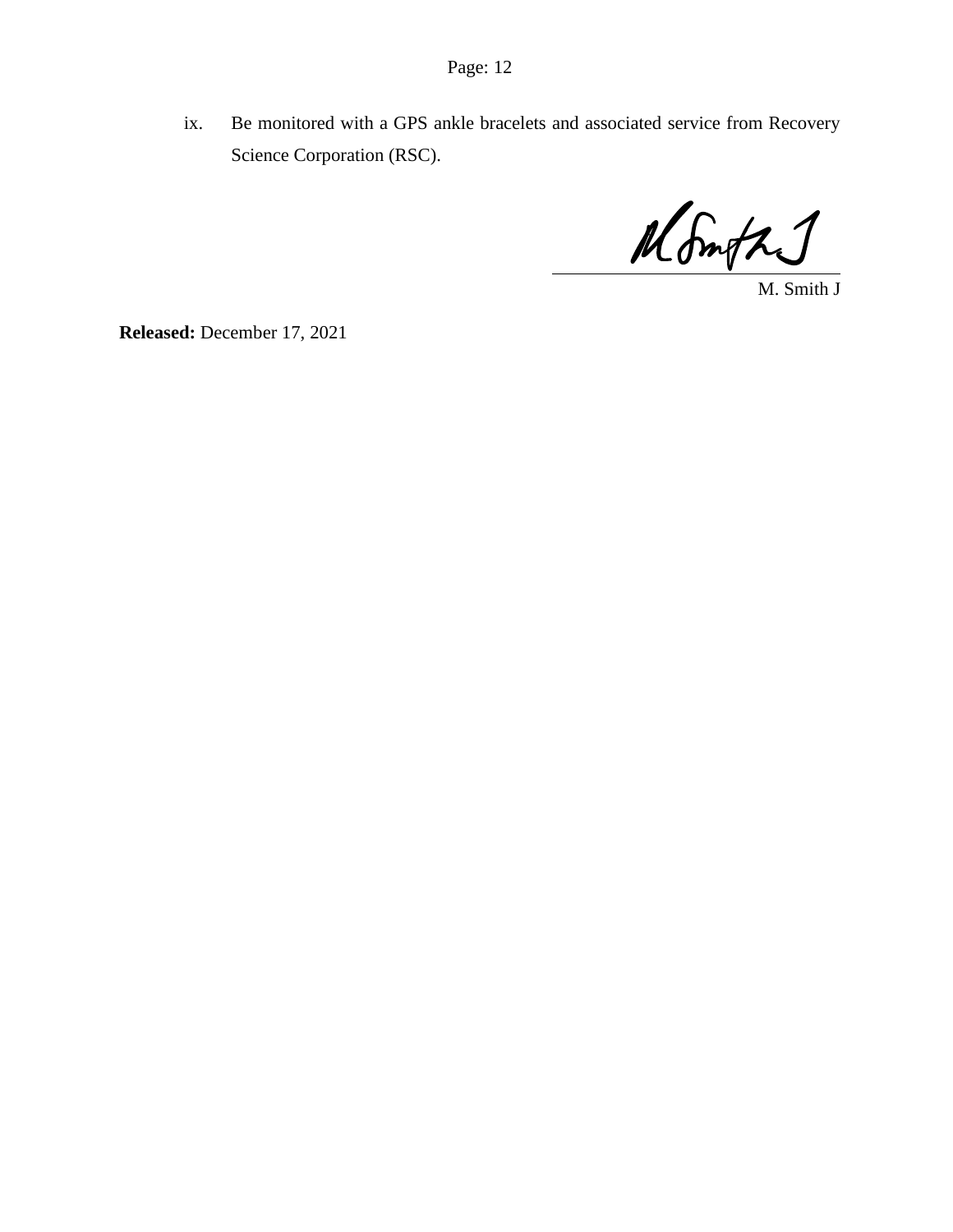ix. Be monitored with a GPS ankle bracelets and associated service from Recovery Science Corporation (RSC).

M. Smith J

**Released:** December 17, 2021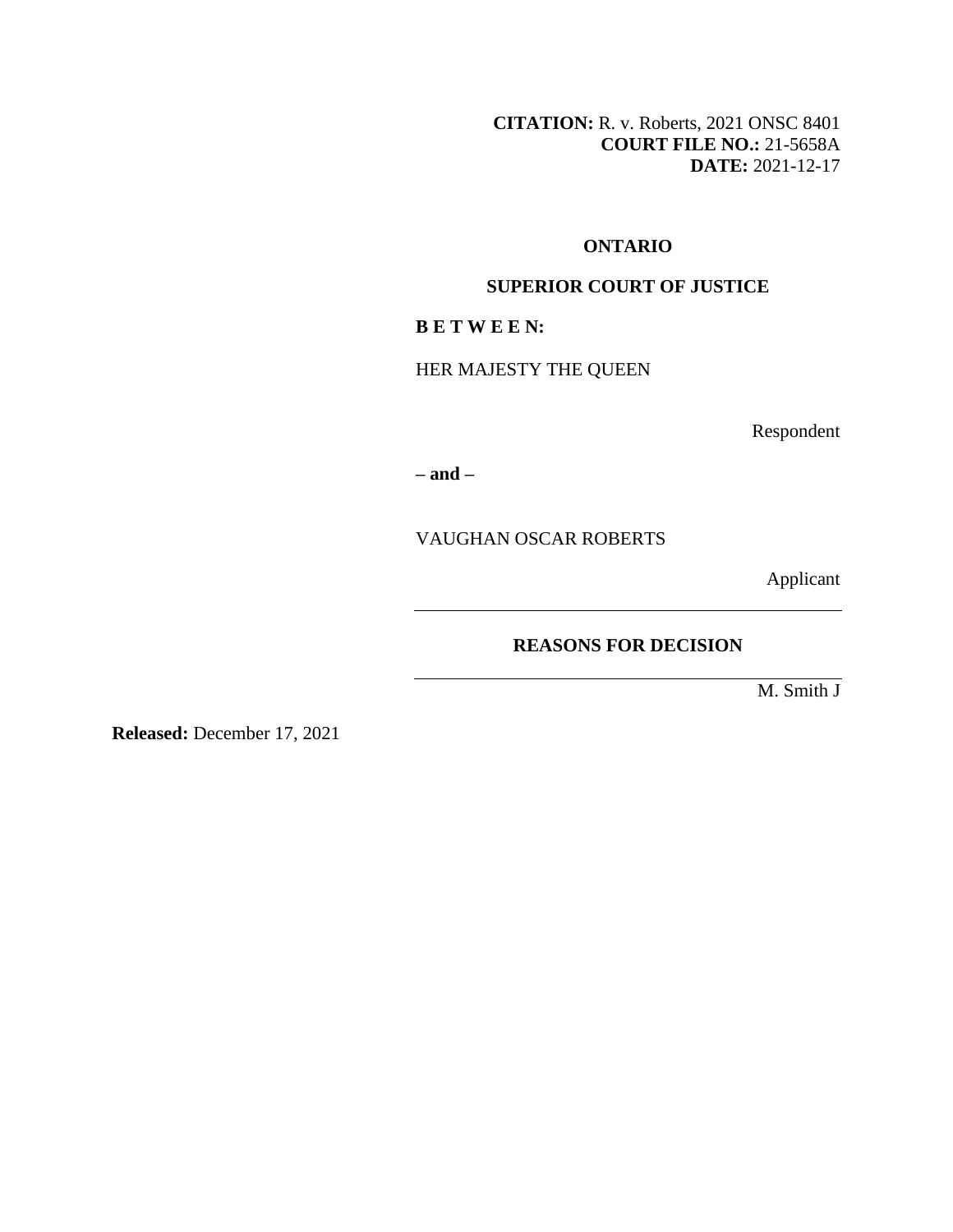**CITATION:** R. v. Roberts, 2021 ONSC 8401
**COURT FILE NO.:** 21-5658A
**DATE:** 2021-12-17

**ONTARIO**

**SUPERIOR COURT OF JUSTICE**

**B E T W E E N:**

HER MAJESTY THE QUEEN

Respondent

**– and –**

VAUGHAN OSCAR ROBERTS

Applicant

---

**REASONS FOR DECISION**

---

M. Smith J

**Released:** December 17, 2021